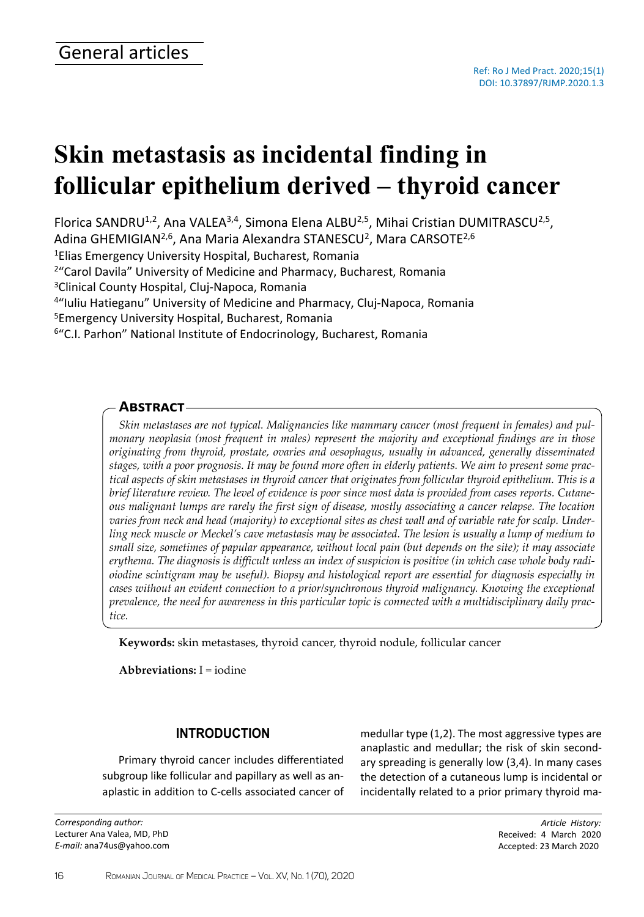General articles

Ref: Ro J Med Pract. 2020;15(1)
DOI: 10.37897/RJMP.2020.1.3

# Skin metastasis as incidental finding in follicular epithelium derived – thyroid cancer

Florica SANDRU[1,2], Ana VALEA[3,4], Simona Elena ALBU[2,5], Mihai Cristian DUMITRASCU[2,5], Adina GHEMIGIAN[2,6], Ana Maria Alexandra STANESCU[2], Mara CARSOTE[2,6]

[1]Elias Emergency University Hospital, Bucharest, Romania
[2]"Carol Davila" University of Medicine and Pharmacy, Bucharest, Romania
[3]Clinical County Hospital, Cluj-Napoca, Romania
[4]"Iuliu Hatieganu" University of Medicine and Pharmacy, Cluj-Napoca, Romania
[5]Emergency University Hospital, Bucharest, Romania
[6]"C.I. Parhon" National Institute of Endocrinology, Bucharest, Romania

## Abstract

*Skin metastases are not typical. Malignancies like mammary cancer (most frequent in females) and pulmonary neoplasia (most frequent in males) represent the majority and exceptional findings are in those originating from thyroid, prostate, ovaries and oesophagus, usually in advanced, generally disseminated stages, with a poor prognosis. It may be found more often in elderly patients. We aim to present some practical aspects of skin metastases in thyroid cancer that originates from follicular thyroid epithelium. This is a brief literature review. The level of evidence is poor since most data is provided from cases reports. Cutaneous malignant lumps are rarely the first sign of disease, mostly associating a cancer relapse. The location varies from neck and head (majority) to exceptional sites as chest wall and of variable rate for scalp. Underling neck muscle or Meckel's cave metastasis may be associated. The lesion is usually a lump of medium to small size, sometimes of papular appearance, without local pain (but depends on the site); it may associate erythema. The diagnosis is difficult unless an index of suspicion is positive (in which case whole body radioiodine scintigram may be useful). Biopsy and histological report are essential for diagnosis especially in cases without an evident connection to a prior/synchronous thyroid malignancy. Knowing the exceptional prevalence, the need for awareness in this particular topic is connected with a multidisciplinary daily practice.*

**Keywords:** skin metastases, thyroid cancer, thyroid nodule, follicular cancer

**Abbreviations:** I = iodine

## INTRODUCTION

Primary thyroid cancer includes differentiated subgroup like follicular and papillary as well as anaplastic in addition to C-cells associated cancer of medullar type (1,2). The most aggressive types are anaplastic and medullar; the risk of skin secondary spreading is generally low (3,4). In many cases the detection of a cutaneous lump is incidental or incidentally related to a prior primary thyroid ma-

*Corresponding author:*
Lecturer Ana Valea, MD, PhD
*E-mail:* ana74us@yahoo.com

*Article History:*
Received: 4 March 2020
Accepted: 23 March 2020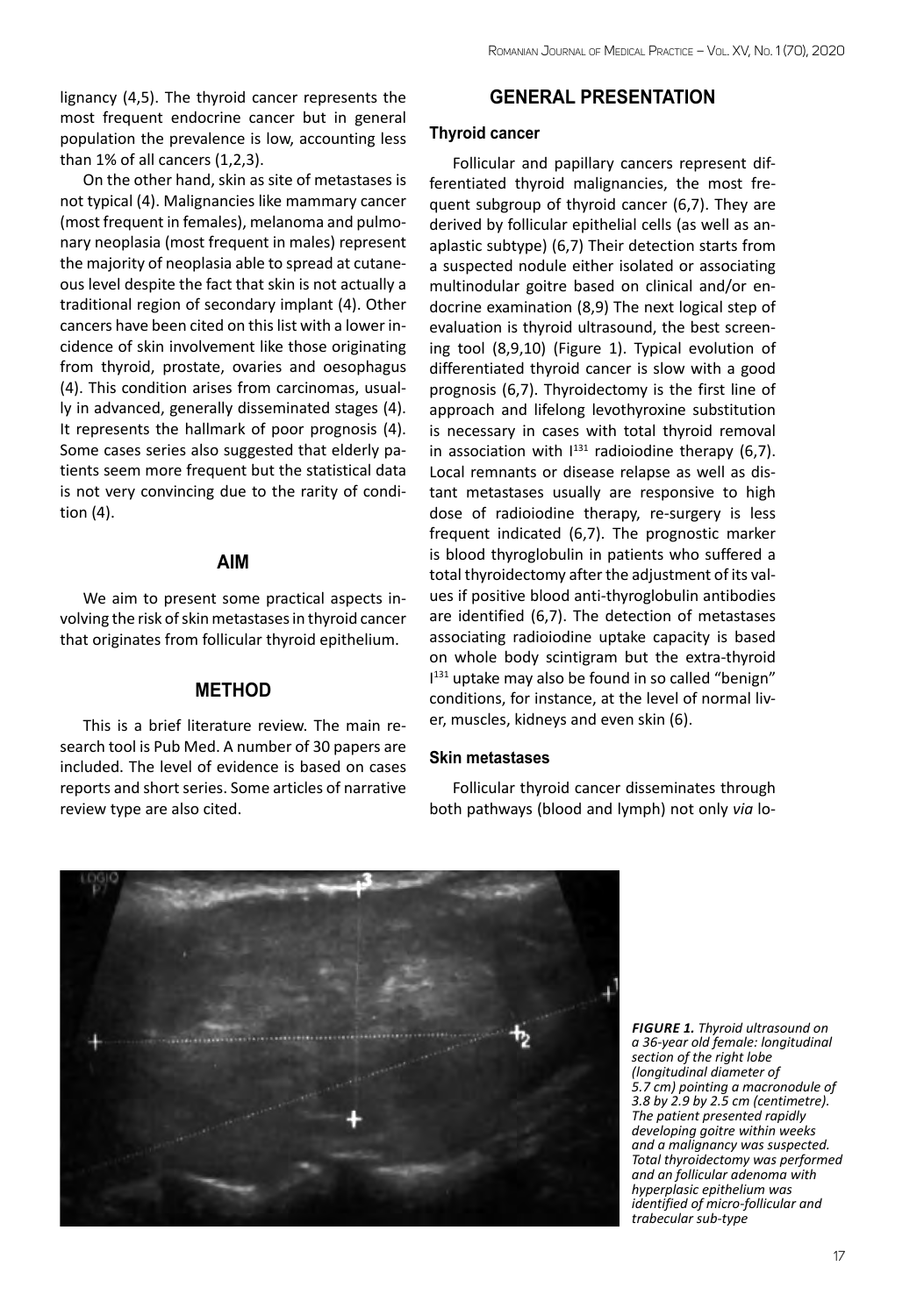lignancy (4,5). The thyroid cancer represents the most frequent endocrine cancer but in general population the prevalence is low, accounting less than 1% of all cancers (1,2,3).

On the other hand, skin as site of metastases is not typical (4). Malignancies like mammary cancer (most frequent in females), melanoma and pulmonary neoplasia (most frequent in males) represent the majority of neoplasia able to spread at cutaneous level despite the fact that skin is not actually a traditional region of secondary implant (4). Other cancers have been cited on this list with a lower incidence of skin involvement like those originating from thyroid, prostate, ovaries and oesophagus (4). This condition arises from carcinomas, usually in advanced, generally disseminated stages (4). It represents the hallmark of poor prognosis (4). Some cases series also suggested that elderly patients seem more frequent but the statistical data is not very convincing due to the rarity of condition (4).

## AIM

We aim to present some practical aspects involving the risk of skin metastases in thyroid cancer that originates from follicular thyroid epithelium.

## METHOD

This is a brief literature review. The main research tool is Pub Med. A number of 30 papers are included. The level of evidence is based on cases reports and short series. Some articles of narrative review type are also cited.

## GENERAL PRESENTATION

### Thyroid cancer

Follicular and papillary cancers represent differentiated thyroid malignancies, the most frequent subgroup of thyroid cancer (6,7). They are derived by follicular epithelial cells (as well as anaplastic subtype) (6,7) Their detection starts from a suspected nodule either isolated or associating multinodular goitre based on clinical and/or endocrine examination (8,9) The next logical step of evaluation is thyroid ultrasound, the best screening tool (8,9,10) (Figure 1). Typical evolution of differentiated thyroid cancer is slow with a good prognosis (6,7). Thyroidectomy is the first line of approach and lifelong levothyroxine substitution is necessary in cases with total thyroid removal in association with $I^{131}$ radioiodine therapy (6,7). Local remnants or disease relapse as well as distant metastases usually are responsive to high dose of radioiodine therapy, re-surgery is less frequent indicated (6,7). The prognostic marker is blood thyroglobulin in patients who suffered a total thyroidectomy after the adjustment of its values if positive blood anti-thyroglobulin antibodies are identified (6,7). The detection of metastases associating radioiodine uptake capacity is based on whole body scintigram but the extra-thyroid $I^{131}$ uptake may also be found in so called "benign" conditions, for instance, at the level of normal liver, muscles, kidneys and even skin (6).

### Skin metastases

Follicular thyroid cancer disseminates through both pathways (blood and lymph) not only *via* lo-

***FIGURE 1.*** *Thyroid ultrasound on a 36-year old female: longitudinal section of the right lobe (longitudinal diameter of 5.7 cm) pointing a macronodule of 3.8 by 2.9 by 2.5 cm (centimetre). The patient presented rapidly developing goitre within weeks and a malignancy was suspected. Total thyroidectomy was performed and an follicular adenoma with hyperplasic epithelium was identified of micro-follicular and trabecular sub-type*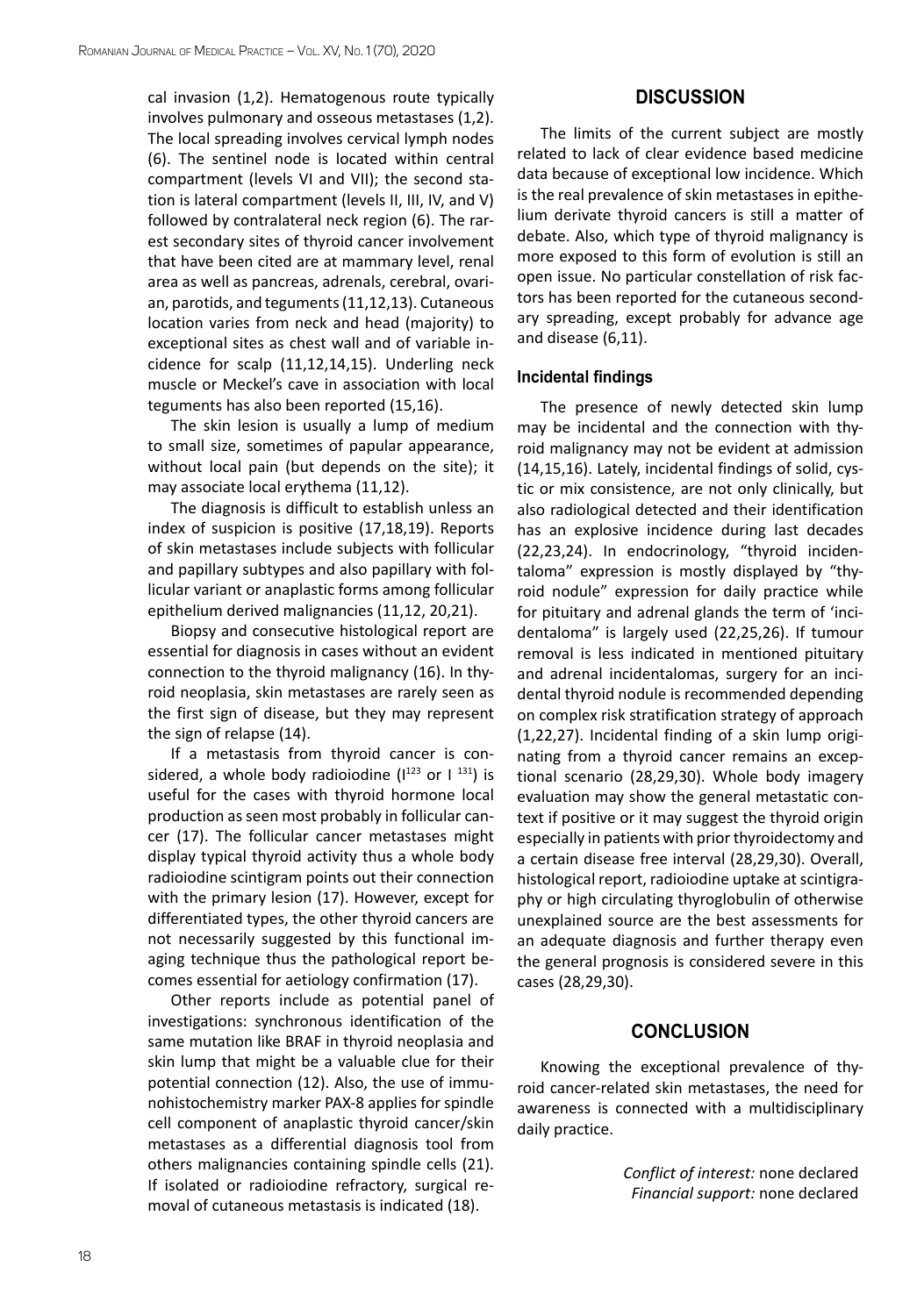cal invasion (1,2). Hematogenous route typically involves pulmonary and osseous metastases (1,2). The local spreading involves cervical lymph nodes (6). The sentinel node is located within central compartment (levels VI and VII); the second station is lateral compartment (levels II, III, IV, and V) followed by contralateral neck region (6). The rarest secondary sites of thyroid cancer involvement that have been cited are at mammary level, renal area as well as pancreas, adrenals, cerebral, ovarian, parotids, and teguments (11,12,13). Cutaneous location varies from neck and head (majority) to exceptional sites as chest wall and of variable incidence for scalp (11,12,14,15). Underling neck muscle or Meckel's cave in association with local teguments has also been reported (15,16).

The skin lesion is usually a lump of medium to small size, sometimes of papular appearance, without local pain (but depends on the site); it may associate local erythema (11,12).

The diagnosis is difficult to establish unless an index of suspicion is positive (17,18,19). Reports of skin metastases include subjects with follicular and papillary subtypes and also papillary with follicular variant or anaplastic forms among follicular epithelium derived malignancies (11,12, 20,21).

Biopsy and consecutive histological report are essential for diagnosis in cases without an evident connection to the thyroid malignancy (16). In thyroid neoplasia, skin metastases are rarely seen as the first sign of disease, but they may represent the sign of relapse (14).

If a metastasis from thyroid cancer is considered, a whole body radioiodine ($I^{123}$ or $I^{131}$) is useful for the cases with thyroid hormone local production as seen most probably in follicular cancer (17). The follicular cancer metastases might display typical thyroid activity thus a whole body radioiodine scintigram points out their connection with the primary lesion (17). However, except for differentiated types, the other thyroid cancers are not necessarily suggested by this functional imaging technique thus the pathological report becomes essential for aetiology confirmation (17).

Other reports include as potential panel of investigations: synchronous identification of the same mutation like BRAF in thyroid neoplasia and skin lump that might be a valuable clue for their potential connection (12). Also, the use of immunohistochemistry marker PAX-8 applies for spindle cell component of anaplastic thyroid cancer/skin metastases as a differential diagnosis tool from others malignancies containing spindle cells (21). If isolated or radioiodine refractory, surgical removal of cutaneous metastasis is indicated (18).

## DISCUSSION

The limits of the current subject are mostly related to lack of clear evidence based medicine data because of exceptional low incidence. Which is the real prevalence of skin metastases in epithelium derivate thyroid cancers is still a matter of debate. Also, which type of thyroid malignancy is more exposed to this form of evolution is still an open issue. No particular constellation of risk factors has been reported for the cutaneous secondary spreading, except probably for advance age and disease (6,11).

### Incidental findings

The presence of newly detected skin lump may be incidental and the connection with thyroid malignancy may not be evident at admission (14,15,16). Lately, incidental findings of solid, cystic or mix consistence, are not only clinically, but also radiological detected and their identification has an explosive incidence during last decades (22,23,24). In endocrinology, "thyroid incidentaloma" expression is mostly displayed by "thyroid nodule" expression for daily practice while for pituitary and adrenal glands the term of 'incidentaloma" is largely used (22,25,26). If tumour removal is less indicated in mentioned pituitary and adrenal incidentalomas, surgery for an incidental thyroid nodule is recommended depending on complex risk stratification strategy of approach (1,22,27). Incidental finding of a skin lump originating from a thyroid cancer remains an exceptional scenario (28,29,30). Whole body imagery evaluation may show the general metastatic context if positive or it may suggest the thyroid origin especially in patients with prior thyroidectomy and a certain disease free interval (28,29,30). Overall, histological report, radioiodine uptake at scintigraphy or high circulating thyroglobulin of otherwise unexplained source are the best assessments for an adequate diagnosis and further therapy even the general prognosis is considered severe in this cases (28,29,30).

## CONCLUSION

Knowing the exceptional prevalence of thyroid cancer-related skin metastases, the need for awareness is connected with a multidisciplinary daily practice.

*Conflict of interest:* none declared
*Financial support:* none declared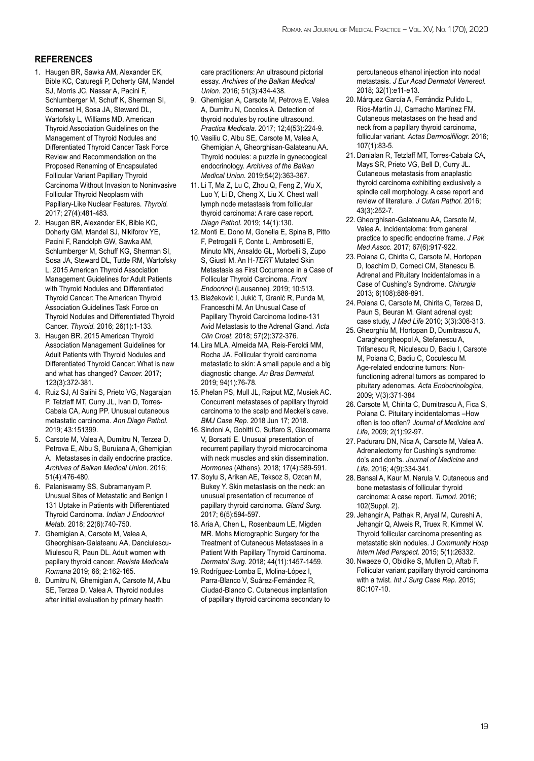## REFERENCES

1. Haugen BR, Sawka AM, Alexander EK, Bible KC, Caturegli P, Doherty GM, Mandel SJ, Morris JC, Nassar A, Pacini F, Schlumberger M, Schuff K, Sherman SI, Somerset H, Sosa JA, Steward DL, Wartofsky L, Williams MD. American Thyroid Association Guidelines on the Management of Thyroid Nodules and Differentiated Thyroid Cancer Task Force Review and Recommendation on the Proposed Renaming of Encapsulated Follicular Variant Papillary Thyroid Carcinoma Without Invasion to Noninvasive Follicular Thyroid Neoplasm with Papillary-Like Nuclear Features. *Thyroid.* 2017; 27(4):481-483.
2. Haugen BR, Alexander EK, Bible KC, Doherty GM, Mandel SJ, Nikiforov YE, Pacini F, Randolph GW, Sawka AM, Schlumberger M, Schuff KG, Sherman SI, Sosa JA, Steward DL, Tuttle RM, Wartofsky L. 2015 American Thyroid Association Management Guidelines for Adult Patients with Thyroid Nodules and Differentiated Thyroid Cancer: The American Thyroid Association Guidelines Task Force on Thyroid Nodules and Differentiated Thyroid Cancer. *Thyroid.* 2016; 26(1):1-133.
3. Haugen BR. 2015 American Thyroid Association Management Guidelines for Adult Patients with Thyroid Nodules and Differentiated Thyroid Cancer: What is new and what has changed? *Cancer.* 2017; 123(3):372-381.
4. Ruiz SJ, Al Salihi S, Prieto VG, Nagarajan P, Tetzlaff MT, Curry JL, Ivan D, Torres-Cabala CA, Aung PP. Unusual cutaneous metastatic carcinoma. *Ann Diagn Pathol.* 2019; 43:151399.
5. Carsote M, Valea A, Dumitru N, Terzea D, Petrova E, Albu S, Buruiana A, Ghemigian A. Metastases in daily endocrine practice. *Archives of Balkan Medical Union.* 2016; 51(4):476-480.
6. Palaniswamy SS, Subramanyam P. Unusual Sites of Metastatic and Benign I 131 Uptake in Patients with Differentiated Thyroid Carcinoma. *Indian J Endocrinol Metab.* 2018; 22(6):740-750.
7. Ghemigian A, Carsote M, Valea A, Gheorghisan-Galateanu AA, Danciulescu-Miulescu R, Paun DL. Adult women with papilary thyroid cancer. *Revista Medicala Romana* 2019; 66; 2:162-165.
8. Dumitru N, Ghemigian A, Carsote M, Albu SE, Terzea D, Valea A. Thyroid nodules after initial evaluation by primary health care practitioners: An ultrasound pictorial essay. *Archives of the Balkan Medical Union.* 2016; 51(3):434-438.
9. Ghemigian A, Carsote M, Petrova E, Valea A, Dumitru N, Cocolos A. Detection of thyroid nodules by routine ultrasound. *Practica Medicala.* 2017; 12;4(53):224-9.
10. Vasiliu C, Albu SE, Carsote M, Valea A, Ghemigian A, Gheorghisan-Galateanu AA. Thyroid nodules: a puzzle in gynecoogical endocrinology. *Archives of the Balkan Medical Union.* 2019;54(2):363-367.
11. Li T, Ma Z, Lu C, Zhou Q, Feng Z, Wu X, Luo Y, Li D, Cheng X, Liu X. Chest wall lymph node metastasis from follicular thyroid carcinoma: A rare case report. *Diagn Pathol.* 2019; 14(1):130.
12. Monti E, Dono M, Gonella E, Spina B, Pitto F, Petrogalli F, Conte L, Ambrosetti E, Minuto MN, Ansaldo GL, Morbelli S, Zupo S, Giusti M. An H-*TERT* Mutated Skin Metastasis as First Occurrence in a Case of Follicular Thyroid Carcinoma. *Front Endocrinol* (Lausanne). 2019; 10:513.
13. Blažeković I, Jukić T, Granić R, Punda M, Franceschi M. An Unusual Case of Papillary Thyroid Carcinoma Iodine-131 Avid Metastasis to the Adrenal Gland. *Acta Clin Croat.* 2018; 57(2):372-376.
14. Lira MLA, Almeida MA, Reis-Feroldi MM, Rocha JA. Follicular thyroid carcinoma metastatic to skin: A small papule and a big diagnostic change. *An Bras Dermatol.* 2019; 94(1):76-78.
15. Phelan PS, Mull JL, Rajput MZ, Musiek AC. Concurrent metastases of papillary thyroid carcinoma to the scalp and Meckel's cave. *BMJ Case Rep.* 2018 Jun 17; 2018.
16. Sindoni A, Gobitti C, Sulfaro S, Giacomarra V, Borsatti E. Unusual presentation of recurrent papillary thyroid microcarcinoma with neck muscles and skin dissemination. *Hormones* (Athens). 2018; 17(4):589-591.
17. Soylu S, Arikan AE, Teksoz S, Ozcan M, Bukey Y. Skin metastasis on the neck: an unusual presentation of recurrence of papillary thyroid carcinoma. *Gland Surg.* 2017; 6(5):594-597.
18. Aria A, Chen L, Rosenbaum LE, Migden MR. Mohs Micrographic Surgery for the Treatment of Cutaneous Metastases in a Patient With Papillary Thyroid Carcinoma. *Dermatol Surg.* 2018; 44(11):1457-1459.
19. Rodríguez-Lomba E, Molina-López I, Parra-Blanco V, Suárez-Fernández R, Ciudad-Blanco C. Cutaneous implantation of papillary thyroid carcinoma secondary to percutaneous ethanol injection into nodal metastasis. *J Eur Acad Dermatol Venereol.* 2018; 32(1):e11-e13.
20. Márquez García A, Ferrándiz Pulido L, Ríos-Martín JJ, Camacho Martínez FM. Cutaneous metastases on the head and neck from a papillary thyroid carcinoma, follicular variant. *Actas Dermosifiliogr.* 2016; 107(1):83-5.
21. Danialan R, Tetzlaff MT, Torres-Cabala CA, Mays SR, Prieto VG, Bell D, Curry JL. Cutaneous metastasis from anaplastic thyroid carcinoma exhibiting exclusively a spindle cell morphology. A case report and review of literature. *J Cutan Pathol.* 2016; 43(3):252-7.
22. Gheorghisan-Galateanu AA, Carsote M, Valea A. Incidentaloma: from general practice to specific endocrine frame. *J Pak Med Assoc.* 2017; 67(6):917-922.
23. Poiana C, Chirita C, Carsote M, Hortopan D, Ioachim D, Corneci CM, Stanescu B. Adrenal and Pituitary Incidentalomas in a Case of Cushing's Syndrome. *Chirurgia* 2013; 6(108):886-891.
24. Poiana C, Carsote M, Chirita C, Terzea D, Paun S, Beuran M. Giant adrenal cyst: case study, *J Med Life* 2010; 3(3):308-313.
25. Gheorghiu M, Hortopan D, Dumitrascu A, Caragheorgheopol A, Stefanescu A, Trifanescu R, Niculescu D, Baciu I, Carsote M, Poiana C, Badiu C, Coculescu M. Age-related endocrine tumors: Non-functioning adrenal tumors as compared to pituitary adenomas. *Acta Endocrinologica,* 2009; V(3):371-384
26. Carsote M, Chirita C, Dumitrascu A, Fica S, Poiana C. Pituitary incidentalomas –How often is too often? *Journal of Medicine and Life,* 2009; 2(1):92-97.
27. Paduraru DN, Nica A, Carsote M, Valea A. Adrenalectomy for Cushing's syndrome: do's and don'ts. *Journal of Medicine and Life.* 2016; 4(9):334-341.
28. Bansal A, Kaur M, Narula V. Cutaneous and bone metastasis of follicular thyroid carcinoma: A case report. *Tumori.* 2016; 102(Suppl. 2).
29. Jehangir A, Pathak R, Aryal M, Qureshi A, Jehangir Q, Alweis R, Truex R, Kimmel W. Thyroid follicular carcinoma presenting as metastatic skin nodules. J *Community Hosp Intern Med Perspect.* 2015; 5(1):26332.
30. Nwaeze O, Obidike S, Mullen D, Aftab F. Follicular variant papillary thyroid carcinoma with a twist. *Int J Surg Case Rep.* 2015; 8C:107-10.